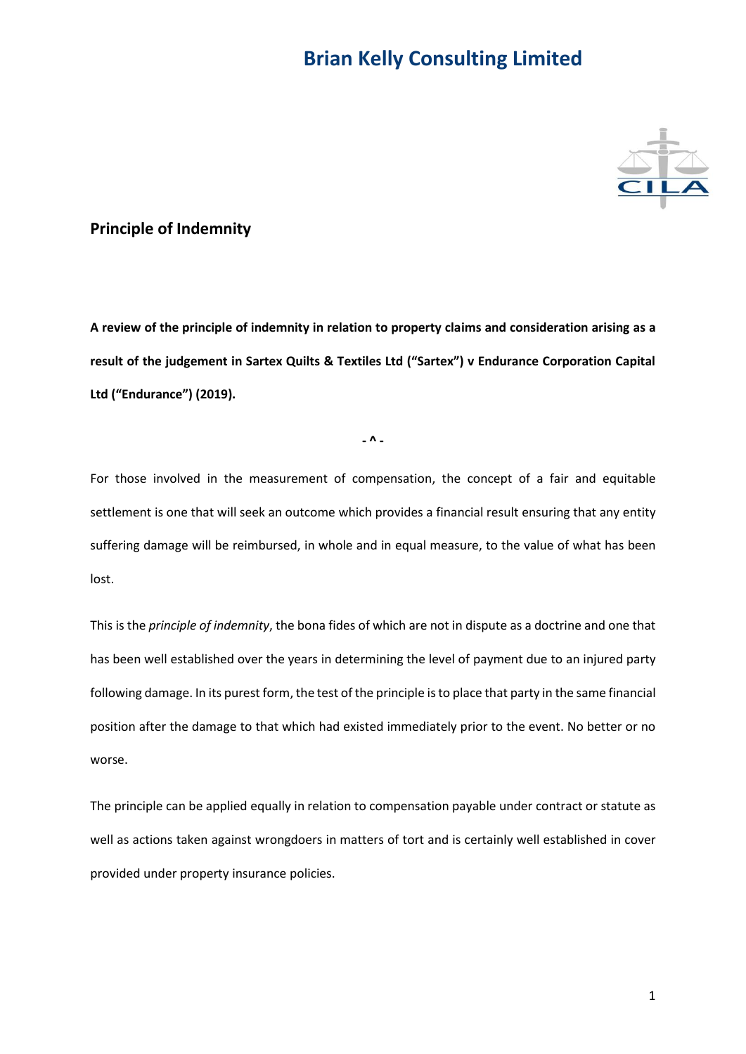# Brian Kelly Consulting Limited

## Principle of Indemnity

**A review of the principle of indemnity in relation to property claims and consideration arising as a result of the judgement in Sartex Quilts & Textiles Ltd ("Sartex") v Endurance Corporation Capital Ltd ("Endurance") (2019).**

- ^ -

For those involved in the measurement of compensation, the concept of a fair and equitable settlement is one that will seek an outcome which provides a financial result ensuring that any entity suffering damage will be reimbursed, in whole and in equal measure, to the value of what has been lost.

This is the *principle of indemnity*, the bona fides of which are not in dispute as a doctrine and one that has been well established over the years in determining the level of payment due to an injured party following damage. In its purest form, the test of the principle is to place that party in the same financial position after the damage to that which had existed immediately prior to the event. No better or no worse.

The principle can be applied equally in relation to compensation payable under contract or statute as well as actions taken against wrongdoers in matters of tort and is certainly well established in cover provided under property insurance policies.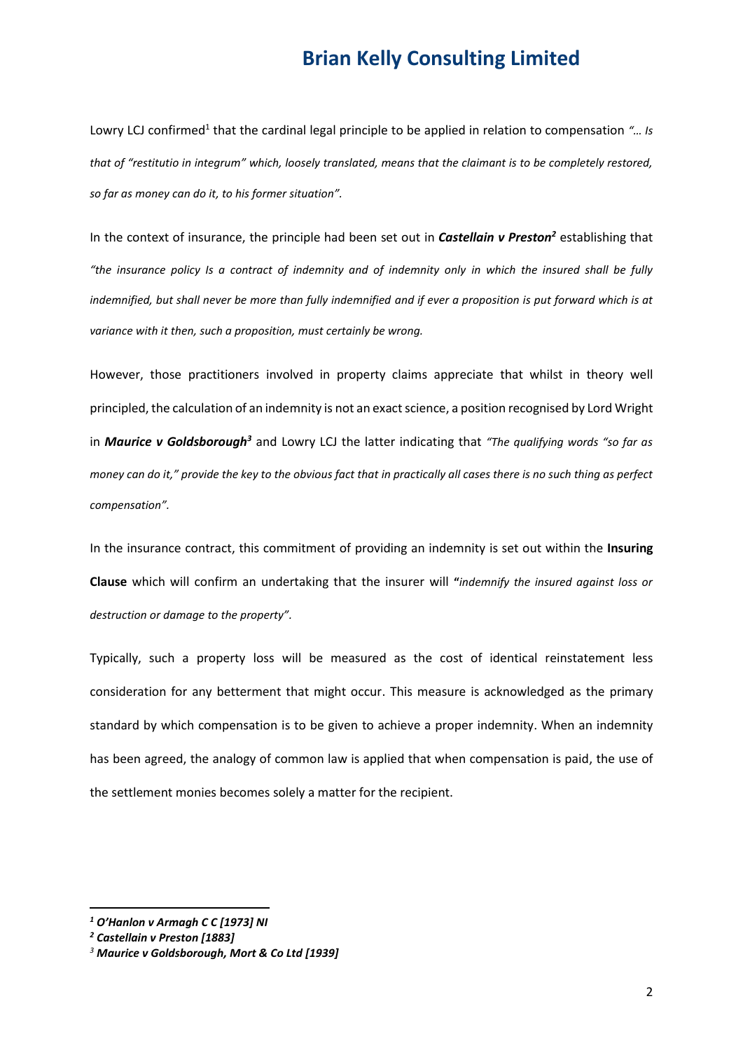Lowry LCJ confirmed[1] that the cardinal legal principle to be applied in relation to compensation *"… Is that of "restitutio in integrum" which, loosely translated, means that the claimant is to be completely restored, so far as money can do it, to his former situation".*

In the context of insurance, the principle had been set out in ***Castellain v Preston***[2] establishing that *"the insurance policy Is a contract of indemnity and of indemnity only in which the insured shall be fully indemnified, but shall never be more than fully indemnified and if ever a proposition is put forward which is at variance with it then, such a proposition, must certainly be wrong.*

However, those practitioners involved in property claims appreciate that whilst in theory well principled, the calculation of an indemnity is not an exact science, a position recognised by Lord Wright in ***Maurice v Goldsborough***[3] and Lowry LCJ the latter indicating that *"The qualifying words "so far as money can do it," provide the key to the obvious fact that in practically all cases there is no such thing as perfect compensation".*

In the insurance contract, this commitment of providing an indemnity is set out within the **Insuring Clause** which will confirm an undertaking that the insurer will **"***indemnify the insured against loss or destruction or damage to the property".*

Typically, such a property loss will be measured as the cost of identical reinstatement less consideration for any betterment that might occur. This measure is acknowledged as the primary standard by which compensation is to be given to achieve a proper indemnity. When an indemnity has been agreed, the analogy of common law is applied that when compensation is paid, the use of the settlement monies becomes solely a matter for the recipient.

---

[1] ***O'Hanlon v Armagh C C [1973] NI***

[2] ***Castellain v Preston [1883]***

[3] ***Maurice v Goldsborough, Mort & Co Ltd [1939]***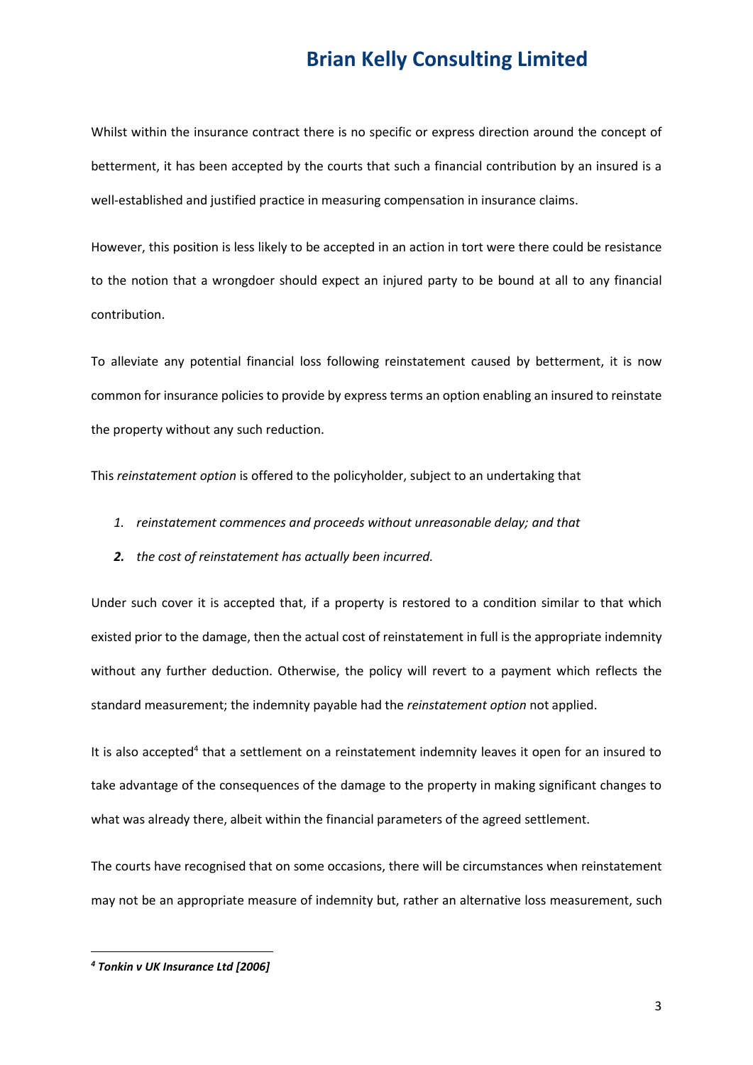Whilst within the insurance contract there is no specific or express direction around the concept of betterment, it has been accepted by the courts that such a financial contribution by an insured is a well-established and justified practice in measuring compensation in insurance claims.

However, this position is less likely to be accepted in an action in tort were there could be resistance to the notion that a wrongdoer should expect an injured party to be bound at all to any financial contribution.

To alleviate any potential financial loss following reinstatement caused by betterment, it is now common for insurance policies to provide by express terms an option enabling an insured to reinstate the property without any such reduction.

This *reinstatement option* is offered to the policyholder, subject to an undertaking that

1. *reinstatement commences and proceeds without unreasonable delay; and that*
2. *the cost of reinstatement has actually been incurred.*

Under such cover it is accepted that, if a property is restored to a condition similar to that which existed prior to the damage, then the actual cost of reinstatement in full is the appropriate indemnity without any further deduction. Otherwise, the policy will revert to a payment which reflects the standard measurement; the indemnity payable had the *reinstatement option* not applied.

It is also accepted[4] that a settlement on a reinstatement indemnity leaves it open for an insured to take advantage of the consequences of the damage to the property in making significant changes to what was already there, albeit within the financial parameters of the agreed settlement.

The courts have recognised that on some occasions, there will be circumstances when reinstatement may not be an appropriate measure of indemnity but, rather an alternative loss measurement, such

---

[4] ***Tonkin v UK Insurance Ltd [2006]***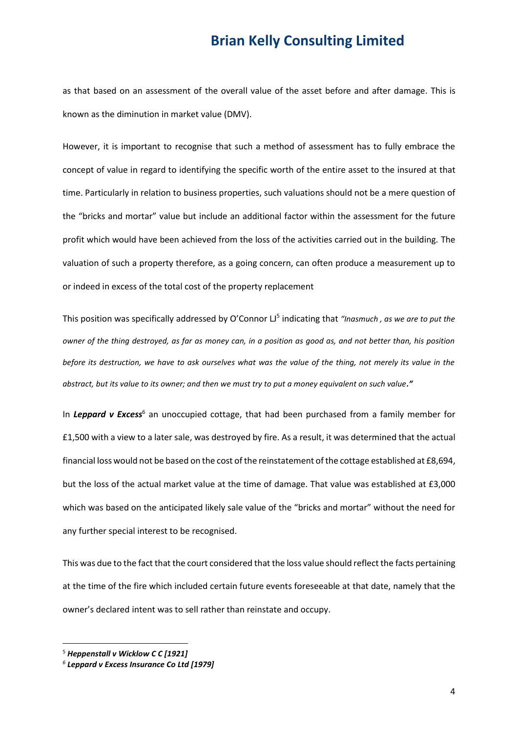as that based on an assessment of the overall value of the asset before and after damage. This is known as the diminution in market value (DMV).

However, it is important to recognise that such a method of assessment has to fully embrace the concept of value in regard to identifying the specific worth of the entire asset to the insured at that time. Particularly in relation to business properties, such valuations should not be a mere question of the "bricks and mortar" value but include an additional factor within the assessment for the future profit which would have been achieved from the loss of the activities carried out in the building. The valuation of such a property therefore, as a going concern, can often produce a measurement up to or indeed in excess of the total cost of the property replacement

This position was specifically addressed by O'Connor LJ[5] indicating that *"Inasmuch , as we are to put the owner of the thing destroyed, as far as money can, in a position as good as, and not better than, his position before its destruction, we have to ask ourselves what was the value of the thing, not merely its value in the abstract, but its value to its owner; and then we must try to put a money equivalent on such value."*

In ***Leppard v Excess***[6] an unoccupied cottage, that had been purchased from a family member for £1,500 with a view to a later sale, was destroyed by fire. As a result, it was determined that the actual financial loss would not be based on the cost of the reinstatement of the cottage established at £8,694, but the loss of the actual market value at the time of damage. That value was established at £3,000 which was based on the anticipated likely sale value of the "bricks and mortar" without the need for any further special interest to be recognised.

This was due to the fact that the court considered that the loss value should reflect the facts pertaining at the time of the fire which included certain future events foreseeable at that date, namely that the owner's declared intent was to sell rather than reinstate and occupy.

---

[5] ***Heppenstall v Wicklow C C [1921]***

[6] ***Leppard v Excess Insurance Co Ltd [1979]***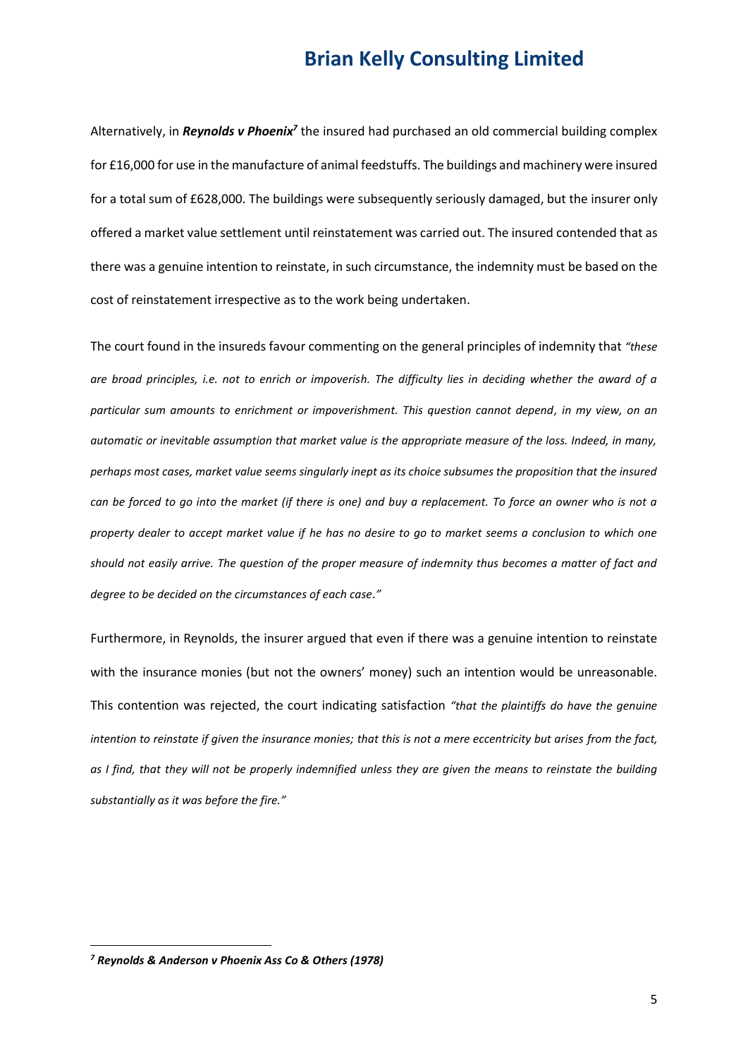Alternatively, in ***Reynolds v Phoenix***[7] the insured had purchased an old commercial building complex for £16,000 for use in the manufacture of animal feedstuffs. The buildings and machinery were insured for a total sum of £628,000. The buildings were subsequently seriously damaged, but the insurer only offered a market value settlement until reinstatement was carried out. The insured contended that as there was a genuine intention to reinstate, in such circumstance, the indemnity must be based on the cost of reinstatement irrespective as to the work being undertaken.

The court found in the insureds favour commenting on the general principles of indemnity that *"these are broad principles, i.e. not to enrich or impoverish. The difficulty lies in deciding whether the award of a particular sum amounts to enrichment or impoverishment. This question cannot depend, in my view, on an automatic or inevitable assumption that market value is the appropriate measure of the loss. Indeed, in many, perhaps most cases, market value seems singularly inept as its choice subsumes the proposition that the insured can be forced to go into the market (if there is one) and buy a replacement. To force an owner who is not a property dealer to accept market value if he has no desire to go to market seems a conclusion to which one should not easily arrive. The question of the proper measure of indemnity thus becomes a matter of fact and degree to be decided on the circumstances of each case."*

Furthermore, in Reynolds, the insurer argued that even if there was a genuine intention to reinstate with the insurance monies (but not the owners' money) such an intention would be unreasonable. This contention was rejected, the court indicating satisfaction *"that the plaintiffs do have the genuine intention to reinstate if given the insurance monies; that this is not a mere eccentricity but arises from the fact, as I find, that they will not be properly indemnified unless they are given the means to reinstate the building substantially as it was before the fire."*

---

[7] ***Reynolds & Anderson v Phoenix Ass Co & Others (1978)***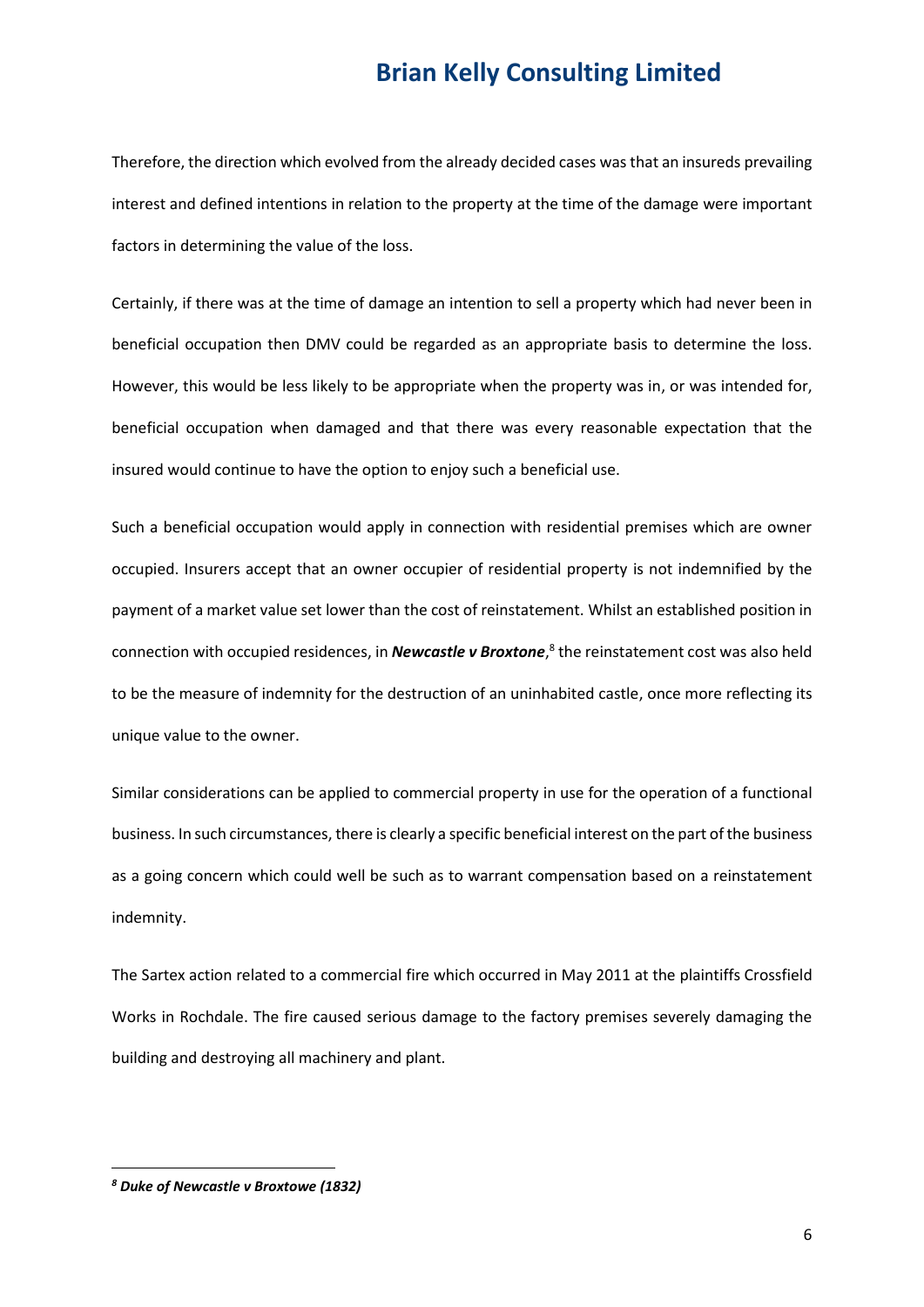Therefore, the direction which evolved from the already decided cases was that an insureds prevailing interest and defined intentions in relation to the property at the time of the damage were important factors in determining the value of the loss.

Certainly, if there was at the time of damage an intention to sell a property which had never been in beneficial occupation then DMV could be regarded as an appropriate basis to determine the loss. However, this would be less likely to be appropriate when the property was in, or was intended for, beneficial occupation when damaged and that there was every reasonable expectation that the insured would continue to have the option to enjoy such a beneficial use.

Such a beneficial occupation would apply in connection with residential premises which are owner occupied. Insurers accept that an owner occupier of residential property is not indemnified by the payment of a market value set lower than the cost of reinstatement. Whilst an established position in connection with occupied residences, in ***Newcastle v Broxtone***,[8] the reinstatement cost was also held to be the measure of indemnity for the destruction of an uninhabited castle, once more reflecting its unique value to the owner.

Similar considerations can be applied to commercial property in use for the operation of a functional business. In such circumstances, there is clearly a specific beneficial interest on the part of the business as a going concern which could well be such as to warrant compensation based on a reinstatement indemnity.

The Sartex action related to a commercial fire which occurred in May 2011 at the plaintiffs Crossfield Works in Rochdale. The fire caused serious damage to the factory premises severely damaging the building and destroying all machinery and plant.

---

[8] ***Duke of Newcastle v Broxtowe (1832)***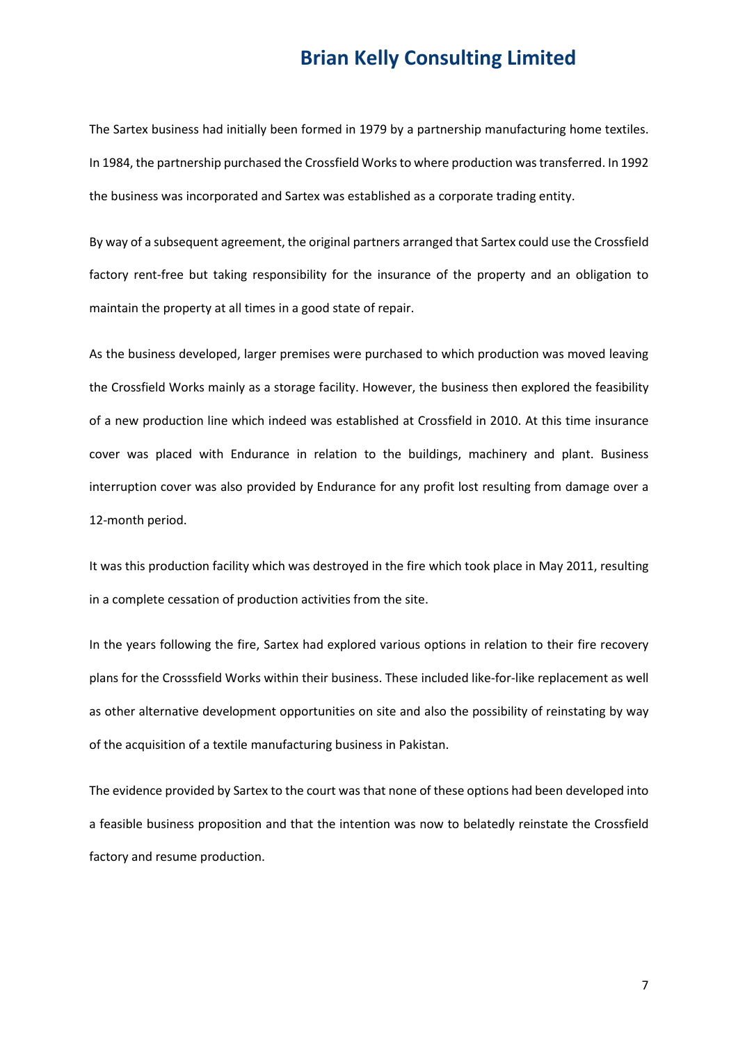The Sartex business had initially been formed in 1979 by a partnership manufacturing home textiles. In 1984, the partnership purchased the Crossfield Works to where production was transferred. In 1992 the business was incorporated and Sartex was established as a corporate trading entity.

By way of a subsequent agreement, the original partners arranged that Sartex could use the Crossfield factory rent-free but taking responsibility for the insurance of the property and an obligation to maintain the property at all times in a good state of repair.

As the business developed, larger premises were purchased to which production was moved leaving the Crossfield Works mainly as a storage facility. However, the business then explored the feasibility of a new production line which indeed was established at Crossfield in 2010. At this time insurance cover was placed with Endurance in relation to the buildings, machinery and plant. Business interruption cover was also provided by Endurance for any profit lost resulting from damage over a 12-month period.

It was this production facility which was destroyed in the fire which took place in May 2011, resulting in a complete cessation of production activities from the site.

In the years following the fire, Sartex had explored various options in relation to their fire recovery plans for the Crosssfield Works within their business. These included like-for-like replacement as well as other alternative development opportunities on site and also the possibility of reinstating by way of the acquisition of a textile manufacturing business in Pakistan.

The evidence provided by Sartex to the court was that none of these options had been developed into a feasible business proposition and that the intention was now to belatedly reinstate the Crossfield factory and resume production.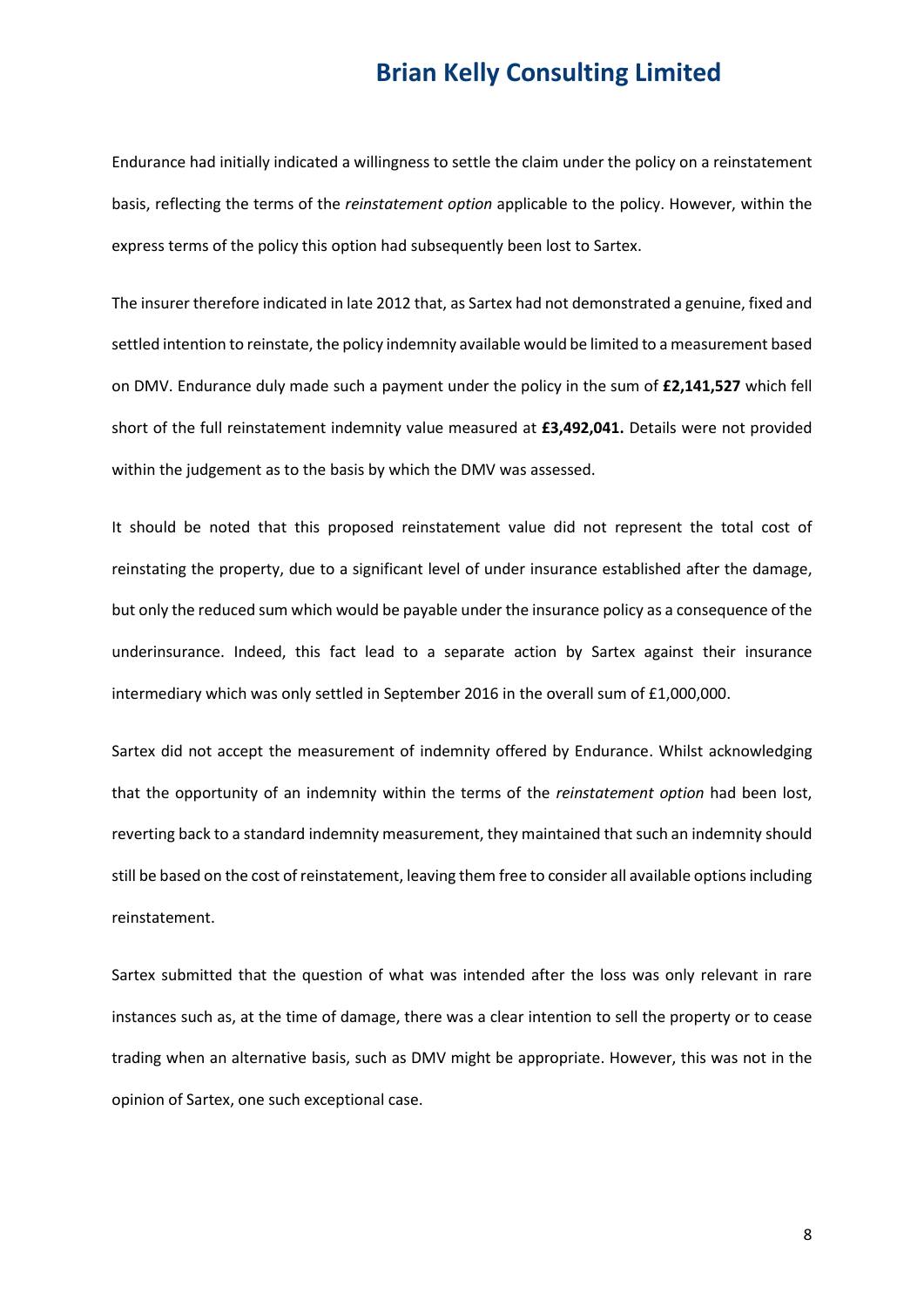Endurance had initially indicated a willingness to settle the claim under the policy on a reinstatement basis, reflecting the terms of the *reinstatement option* applicable to the policy. However, within the express terms of the policy this option had subsequently been lost to Sartex.

The insurer therefore indicated in late 2012 that, as Sartex had not demonstrated a genuine, fixed and settled intention to reinstate, the policy indemnity available would be limited to a measurement based on DMV. Endurance duly made such a payment under the policy in the sum of **£2,141,527** which fell short of the full reinstatement indemnity value measured at **£3,492,041.** Details were not provided within the judgement as to the basis by which the DMV was assessed.

It should be noted that this proposed reinstatement value did not represent the total cost of reinstating the property, due to a significant level of under insurance established after the damage, but only the reduced sum which would be payable under the insurance policy as a consequence of the underinsurance. Indeed, this fact lead to a separate action by Sartex against their insurance intermediary which was only settled in September 2016 in the overall sum of £1,000,000.

Sartex did not accept the measurement of indemnity offered by Endurance. Whilst acknowledging that the opportunity of an indemnity within the terms of the *reinstatement option* had been lost, reverting back to a standard indemnity measurement, they maintained that such an indemnity should still be based on the cost of reinstatement, leaving them free to consider all available options including reinstatement.

Sartex submitted that the question of what was intended after the loss was only relevant in rare instances such as, at the time of damage, there was a clear intention to sell the property or to cease trading when an alternative basis, such as DMV might be appropriate. However, this was not in the opinion of Sartex, one such exceptional case.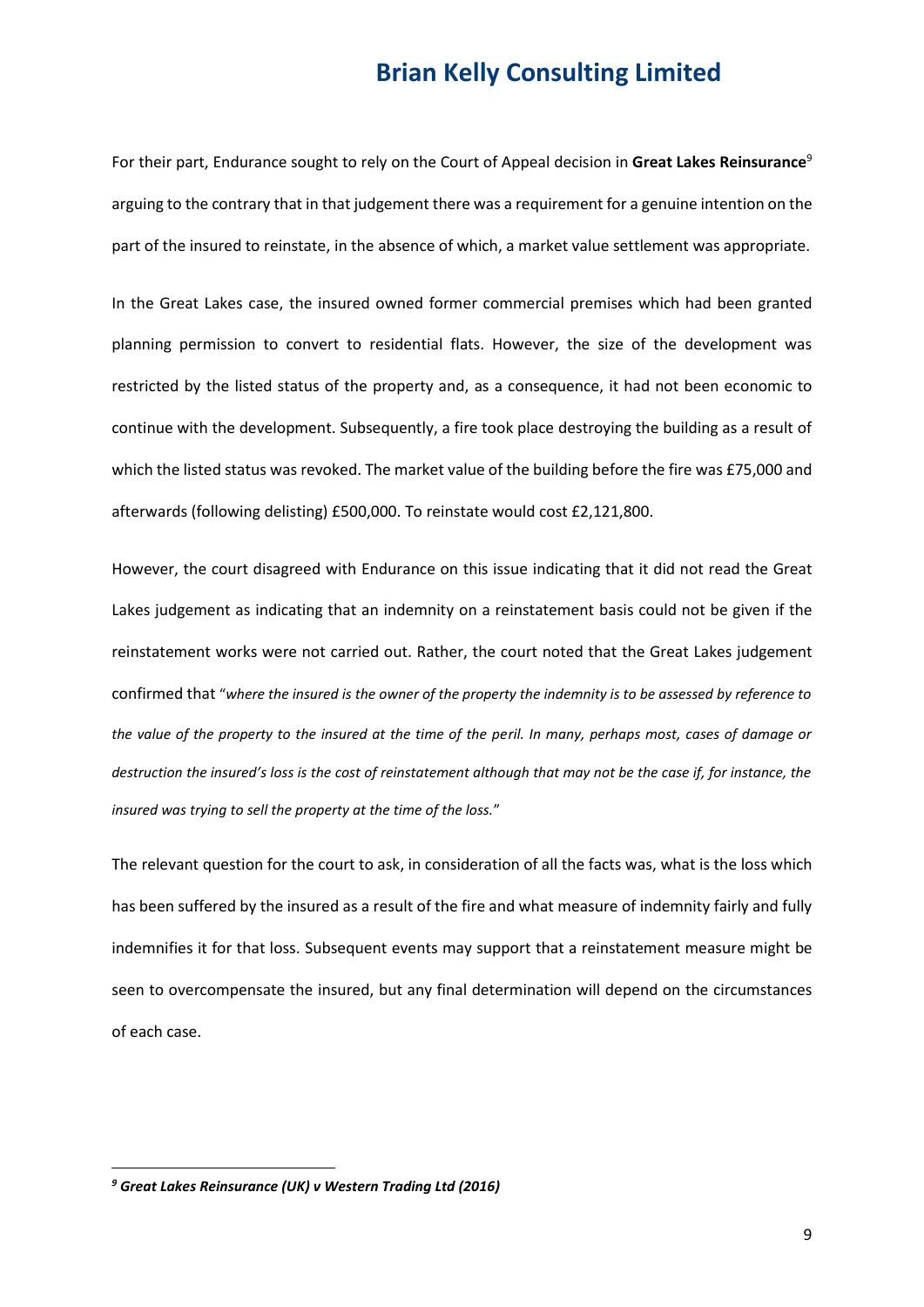For their part, Endurance sought to rely on the Court of Appeal decision in **Great Lakes Reinsurance**[9] arguing to the contrary that in that judgement there was a requirement for a genuine intention on the part of the insured to reinstate, in the absence of which, a market value settlement was appropriate.

In the Great Lakes case, the insured owned former commercial premises which had been granted planning permission to convert to residential flats. However, the size of the development was restricted by the listed status of the property and, as a consequence, it had not been economic to continue with the development. Subsequently, a fire took place destroying the building as a result of which the listed status was revoked. The market value of the building before the fire was £75,000 and afterwards (following delisting) £500,000. To reinstate would cost £2,121,800.

However, the court disagreed with Endurance on this issue indicating that it did not read the Great Lakes judgement as indicating that an indemnity on a reinstatement basis could not be given if the reinstatement works were not carried out. Rather, the court noted that the Great Lakes judgement confirmed that "*where the insured is the owner of the property the indemnity is to be assessed by reference to the value of the property to the insured at the time of the peril. In many, perhaps most, cases of damage or destruction the insured's loss is the cost of reinstatement although that may not be the case if, for instance, the insured was trying to sell the property at the time of the loss.*"

The relevant question for the court to ask, in consideration of all the facts was, what is the loss which has been suffered by the insured as a result of the fire and what measure of indemnity fairly and fully indemnifies it for that loss. Subsequent events may support that a reinstatement measure might be seen to overcompensate the insured, but any final determination will depend on the circumstances of each case.

---

[9] ***Great Lakes Reinsurance (UK) v Western Trading Ltd (2016)***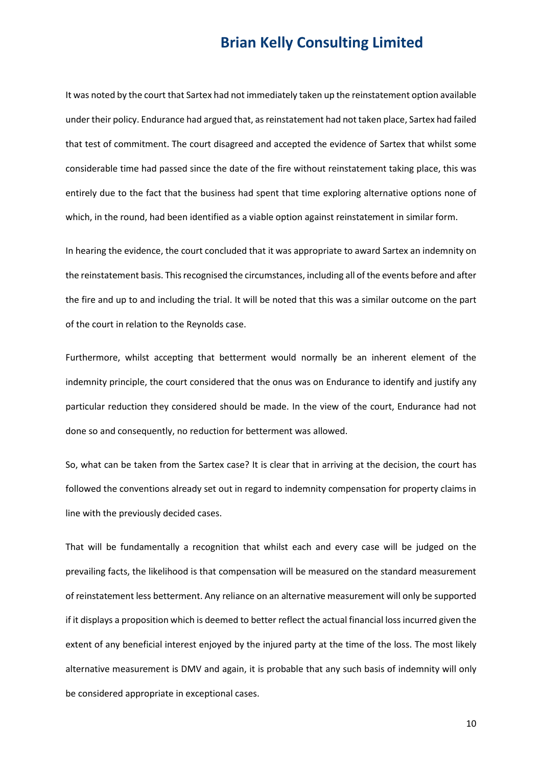It was noted by the court that Sartex had not immediately taken up the reinstatement option available under their policy. Endurance had argued that, as reinstatement had not taken place, Sartex had failed that test of commitment. The court disagreed and accepted the evidence of Sartex that whilst some considerable time had passed since the date of the fire without reinstatement taking place, this was entirely due to the fact that the business had spent that time exploring alternative options none of which, in the round, had been identified as a viable option against reinstatement in similar form.

In hearing the evidence, the court concluded that it was appropriate to award Sartex an indemnity on the reinstatement basis. This recognised the circumstances, including all of the events before and after the fire and up to and including the trial. It will be noted that this was a similar outcome on the part of the court in relation to the Reynolds case.

Furthermore, whilst accepting that betterment would normally be an inherent element of the indemnity principle, the court considered that the onus was on Endurance to identify and justify any particular reduction they considered should be made. In the view of the court, Endurance had not done so and consequently, no reduction for betterment was allowed.

So, what can be taken from the Sartex case? It is clear that in arriving at the decision, the court has followed the conventions already set out in regard to indemnity compensation for property claims in line with the previously decided cases.

That will be fundamentally a recognition that whilst each and every case will be judged on the prevailing facts, the likelihood is that compensation will be measured on the standard measurement of reinstatement less betterment. Any reliance on an alternative measurement will only be supported if it displays a proposition which is deemed to better reflect the actual financial loss incurred given the extent of any beneficial interest enjoyed by the injured party at the time of the loss. The most likely alternative measurement is DMV and again, it is probable that any such basis of indemnity will only be considered appropriate in exceptional cases.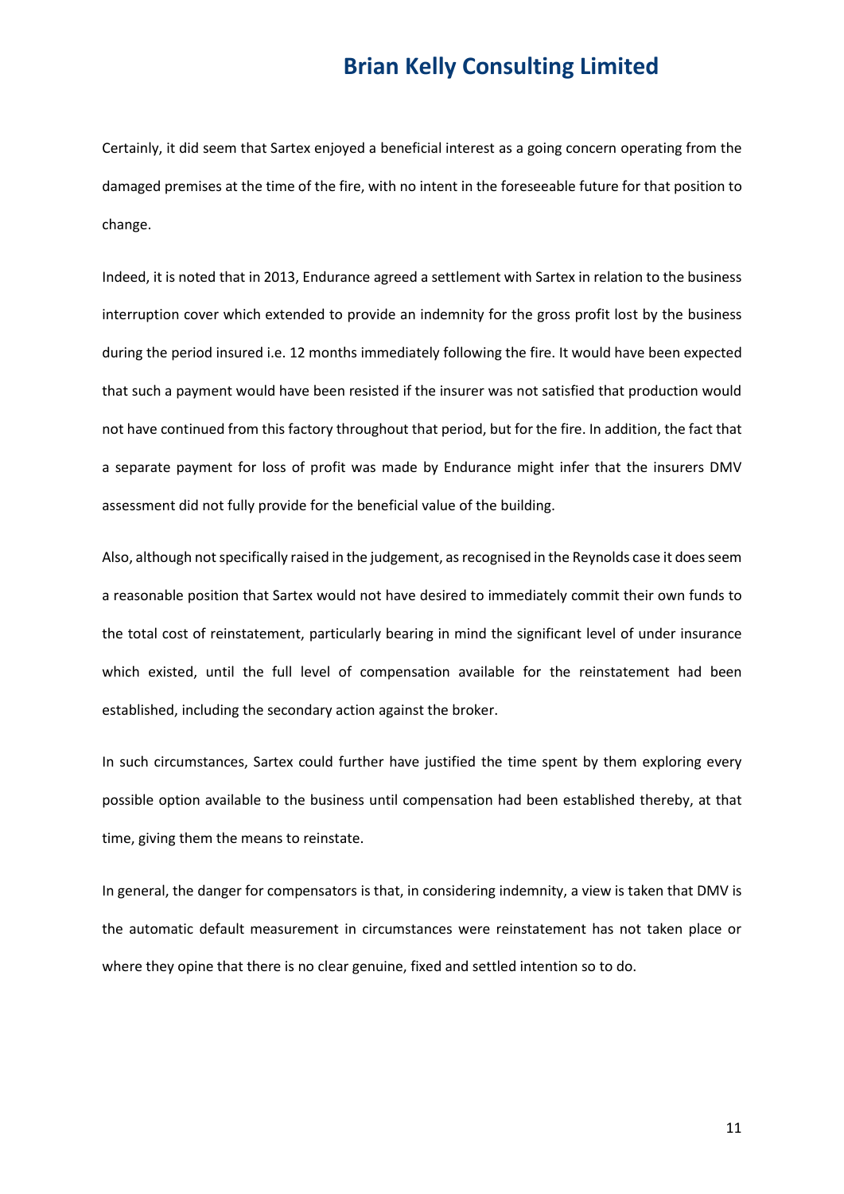Certainly, it did seem that Sartex enjoyed a beneficial interest as a going concern operating from the damaged premises at the time of the fire, with no intent in the foreseeable future for that position to change.

Indeed, it is noted that in 2013, Endurance agreed a settlement with Sartex in relation to the business interruption cover which extended to provide an indemnity for the gross profit lost by the business during the period insured i.e. 12 months immediately following the fire. It would have been expected that such a payment would have been resisted if the insurer was not satisfied that production would not have continued from this factory throughout that period, but for the fire. In addition, the fact that a separate payment for loss of profit was made by Endurance might infer that the insurers DMV assessment did not fully provide for the beneficial value of the building.

Also, although not specifically raised in the judgement, as recognised in the Reynolds case it does seem a reasonable position that Sartex would not have desired to immediately commit their own funds to the total cost of reinstatement, particularly bearing in mind the significant level of under insurance which existed, until the full level of compensation available for the reinstatement had been established, including the secondary action against the broker.

In such circumstances, Sartex could further have justified the time spent by them exploring every possible option available to the business until compensation had been established thereby, at that time, giving them the means to reinstate.

In general, the danger for compensators is that, in considering indemnity, a view is taken that DMV is the automatic default measurement in circumstances were reinstatement has not taken place or where they opine that there is no clear genuine, fixed and settled intention so to do.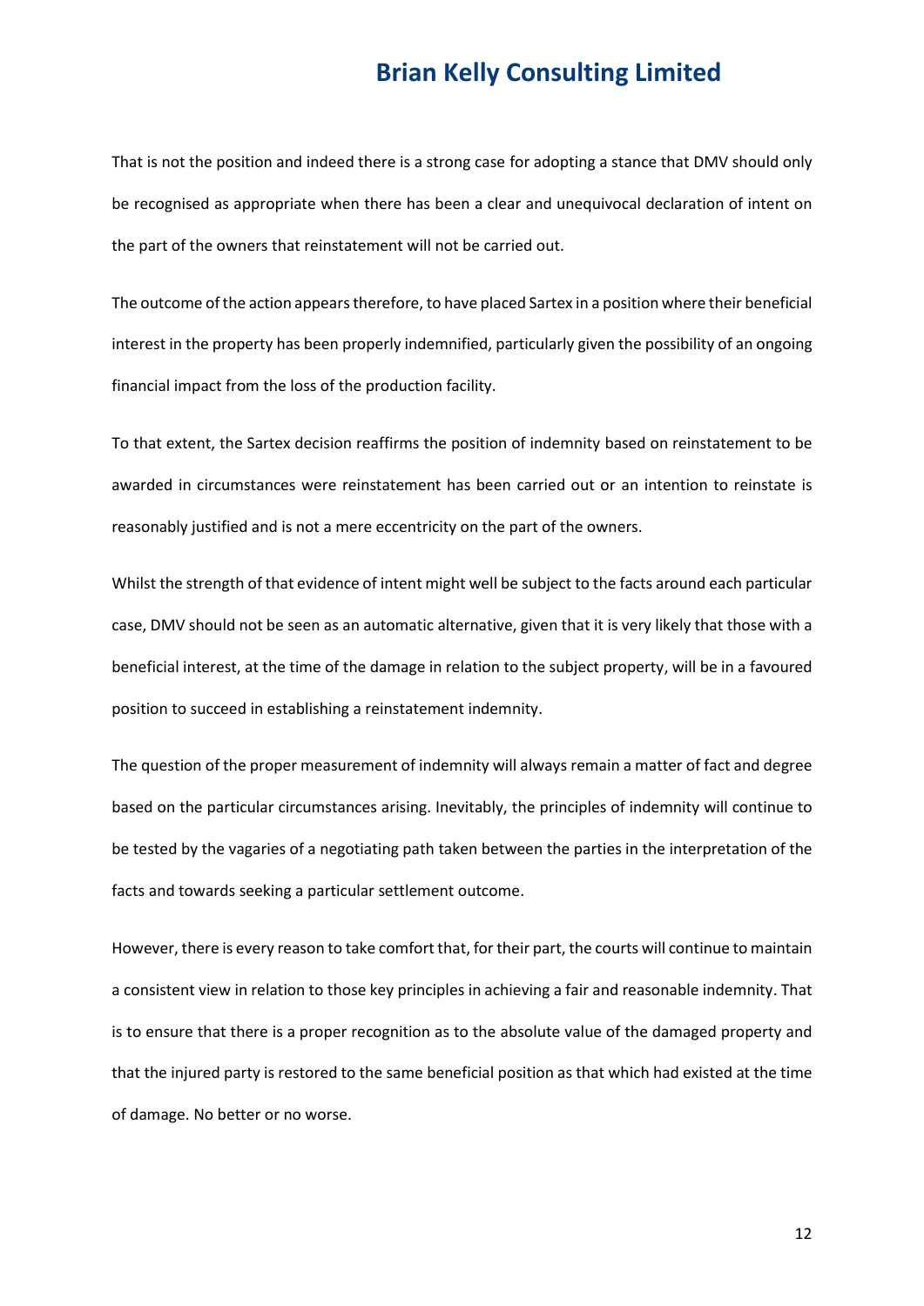That is not the position and indeed there is a strong case for adopting a stance that DMV should only be recognised as appropriate when there has been a clear and unequivocal declaration of intent on the part of the owners that reinstatement will not be carried out.

The outcome of the action appears therefore, to have placed Sartex in a position where their beneficial interest in the property has been properly indemnified, particularly given the possibility of an ongoing financial impact from the loss of the production facility.

To that extent, the Sartex decision reaffirms the position of indemnity based on reinstatement to be awarded in circumstances were reinstatement has been carried out or an intention to reinstate is reasonably justified and is not a mere eccentricity on the part of the owners.

Whilst the strength of that evidence of intent might well be subject to the facts around each particular case, DMV should not be seen as an automatic alternative, given that it is very likely that those with a beneficial interest, at the time of the damage in relation to the subject property, will be in a favoured position to succeed in establishing a reinstatement indemnity.

The question of the proper measurement of indemnity will always remain a matter of fact and degree based on the particular circumstances arising. Inevitably, the principles of indemnity will continue to be tested by the vagaries of a negotiating path taken between the parties in the interpretation of the facts and towards seeking a particular settlement outcome.

However, there is every reason to take comfort that, for their part, the courts will continue to maintain a consistent view in relation to those key principles in achieving a fair and reasonable indemnity. That is to ensure that there is a proper recognition as to the absolute value of the damaged property and that the injured party is restored to the same beneficial position as that which had existed at the time of damage. No better or no worse.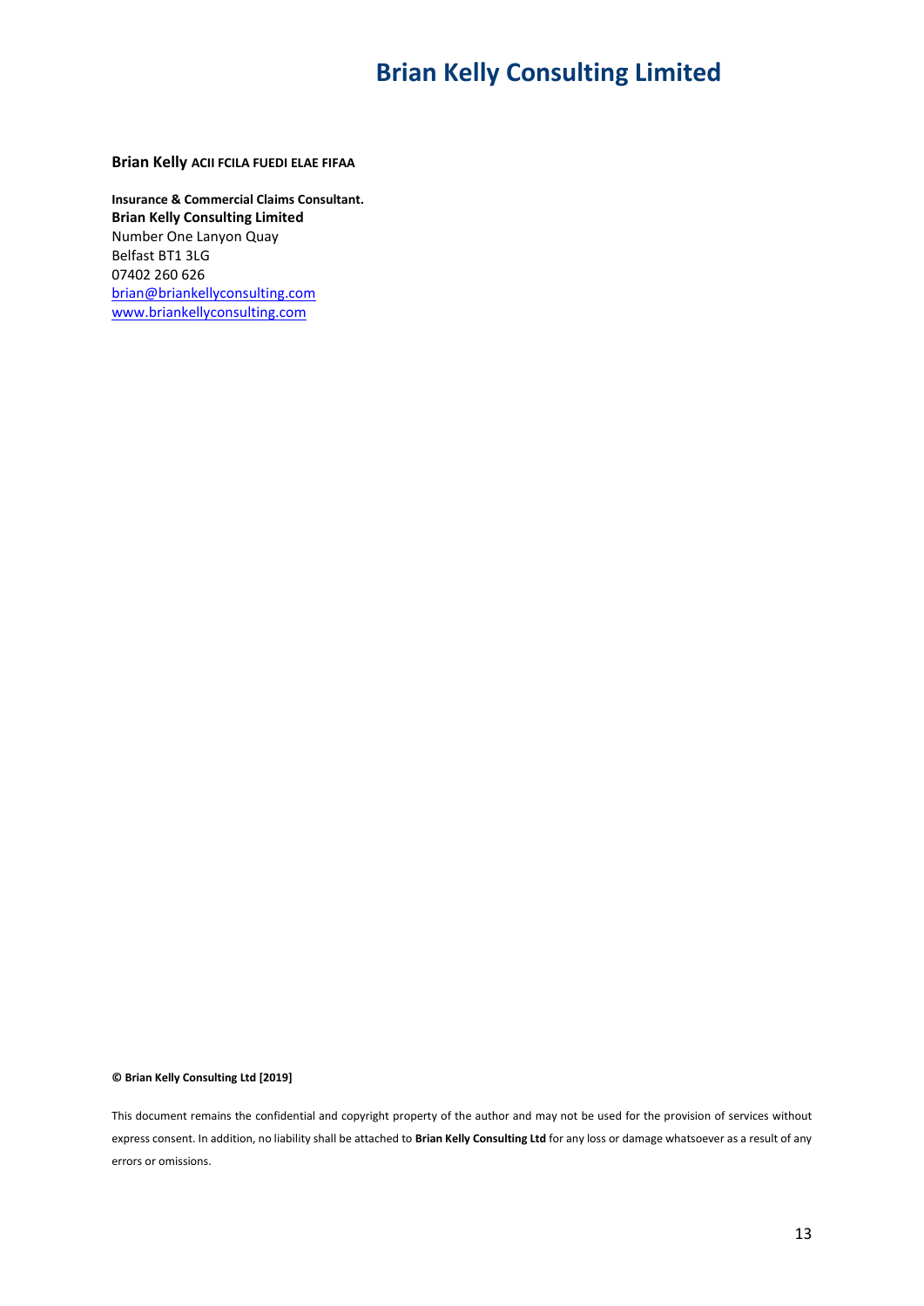**Brian Kelly** **ACII FCILA FUEDI ELAE FIFAA**

**Insurance & Commercial Claims Consultant.**
**Brian Kelly Consulting Limited**
Number One Lanyon Quay
Belfast BT1 3LG
07402 260 626
brian@briankellyconsulting.com
www.briankellyconsulting.com

**© Brian Kelly Consulting Ltd [2019]**

This document remains the confidential and copyright property of the author and may not be used for the provision of services without express consent. In addition, no liability shall be attached to **Brian Kelly Consulting Ltd** for any loss or damage whatsoever as a result of any errors or omissions.